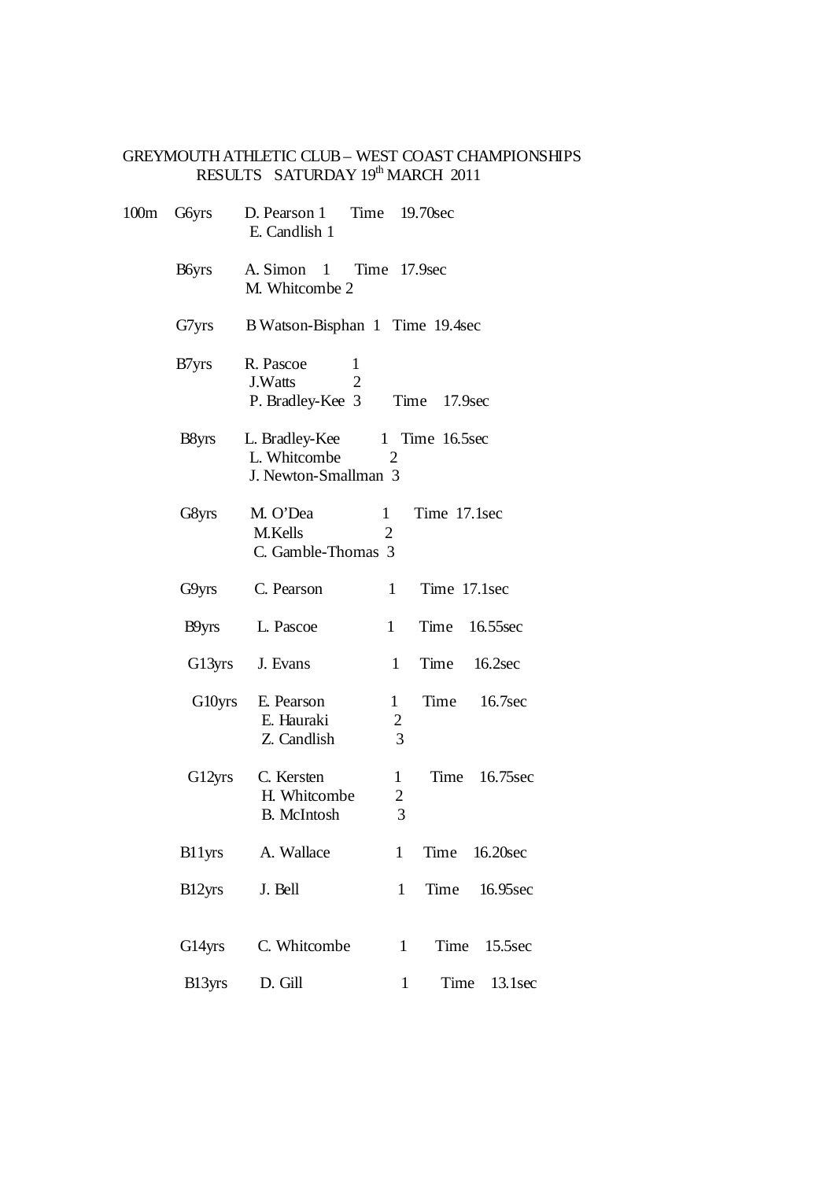GREYMOUTH ATHLETIC CLUB – WEST COAST CHAMPIONSHIPS

RESULTS SATURDAY 19th MARCH 2011

| Event | Grade | Name | Place | Time |
|---|---|---|---|---|
| 100m | G6yrs | D. Pearson | 1 | 19.70sec |
| | | E. Candlish | 1 | |
| | B6yrs | A. Simon | 1 | 17.9sec |
| | | M. Whitcombe | 2 | |
| | G7yrs | B Watson-Bisphan | 1 | 19.4sec |
| | B7yrs | R. Pascoe | 1 | |
| | | J.Watts | 2 | |
| | | P. Bradley-Kee | 3 | 17.9sec |
| | B8yrs | L. Bradley-Kee | 1 | 16.5sec |
| | | L. Whitcombe | 2 | |
| | | J. Newton-Smallman | 3 | |
| | G8yrs | M. O'Dea | 1 | 17.1sec |
| | | M.Kells | 2 | |
| | | C. Gamble-Thomas | 3 | |
| | G9yrs | C. Pearson | 1 | 17.1sec |
| | B9yrs | L. Pascoe | 1 | 16.55sec |
| | G13yrs | J. Evans | 1 | 16.2sec |
| | G10yrs | E. Pearson | 1 | 16.7sec |
| | | E. Hauraki | 2 | |
| | | Z. Candlish | 3 | |
| | G12yrs | C. Kersten | 1 | 16.75sec |
| | | H. Whitcombe | 2 | |
| | | B. McIntosh | 3 | |
| | B11yrs | A. Wallace | 1 | 16.20sec |
| | B12yrs | J. Bell | 1 | 16.95sec |
| | G14yrs | C. Whitcombe | 1 | 15.5sec |
| | B13yrs | D. Gill | 1 | 13.1sec |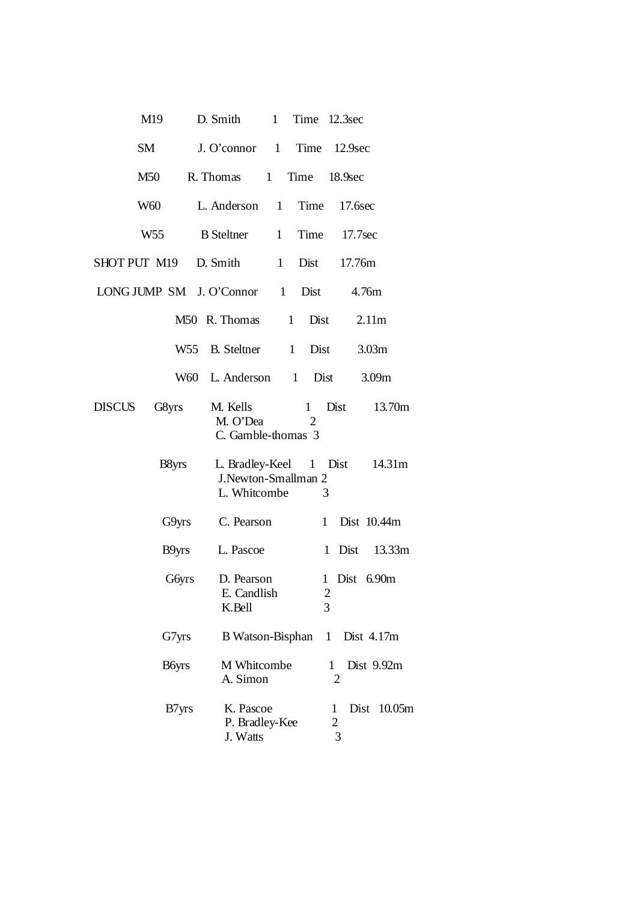| Event | Category | Name | Place | | Result |
|---|---|---|---|---|---|
| | M19 | D. Smith | 1 | Time | 12.3sec |
| | SM | J. O'connor | 1 | Time | 12.9sec |
| | M50 | R. Thomas | 1 | Time | 18.9sec |
| | W60 | L. Anderson | 1 | Time | 17.6sec |
| | W55 | B Steltner | 1 | Time | 17.7sec |
| SHOT PUT | M19 | D. Smith | 1 | Dist | 17.76m |
| LONG JUMP | SM | J. O'Connor | 1 | Dist | 4.76m |
| | M50 | R. Thomas | 1 | Dist | 2.11m |
| | W55 | B. Steltner | 1 | Dist | 3.03m |
| | W60 | L. Anderson | 1 | Dist | 3.09m |
| DISCUS | G8yrs | M. Kells | 1 | Dist | 13.70m |
| | | M. O'Dea | 2 | | |
| | | C. Gamble-thomas | 3 | | |
| | B8yrs | L. Bradley-Keel | 1 | Dist | 14.31m |
| | | J.Newton-Smallman | 2 | | |
| | | L. Whitcombe | 3 | | |
| | G9yrs | C. Pearson | 1 | Dist | 10.44m |
| | B9yrs | L. Pascoe | 1 | Dist | 13.33m |
| | G6yrs | D. Pearson | 1 | Dist | 6.90m |
| | | E. Candlish | 2 | | |
| | | K.Bell | 3 | | |
| | G7yrs | B Watson-Bisphan | 1 | Dist | 4.17m |
| | B6yrs | M Whitcombe | 1 | Dist | 9.92m |
| | | A. Simon | 2 | | |
| | B7yrs | K. Pascoe | 1 | Dist | 10.05m |
| | | P. Bradley-Kee | 2 | | |
| | | J. Watts | 3 | | |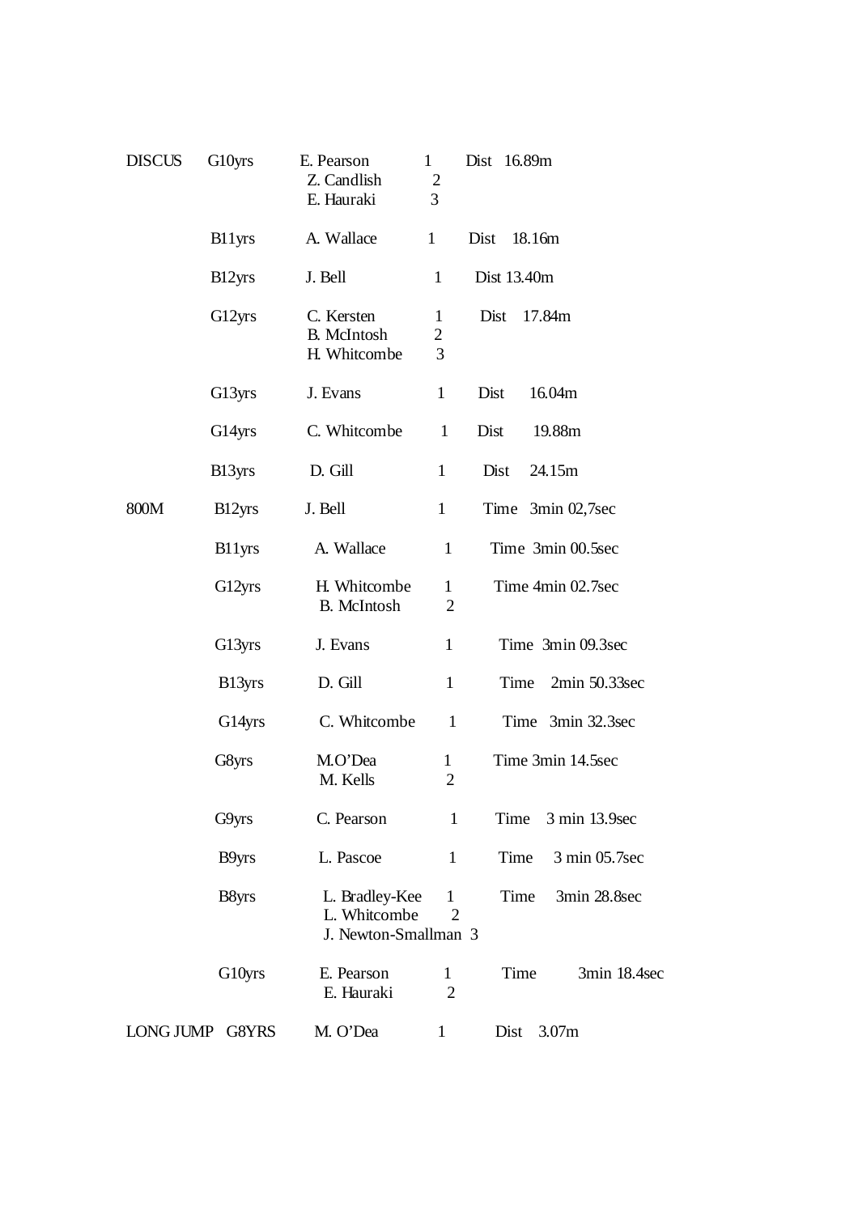| Event | Category | Name | Place | Result |
|---|---|---|---|---|
| DISCUS | G10yrs | E. Pearson | 1 | Dist 16.89m |
| | | Z. Candlish | 2 | |
| | | E. Hauraki | 3 | |
| | B11yrs | A. Wallace | 1 | Dist 18.16m |
| | B12yrs | J. Bell | 1 | Dist 13.40m |
| | G12yrs | C. Kersten | 1 | Dist 17.84m |
| | | B. McIntosh | 2 | |
| | | H. Whitcombe | 3 | |
| | G13yrs | J. Evans | 1 | Dist 16.04m |
| | G14yrs | C. Whitcombe | 1 | Dist 19.88m |
| | B13yrs | D. Gill | 1 | Dist 24.15m |
| 800M | B12yrs | J. Bell | 1 | Time 3min 02,7sec |
| | B11yrs | A. Wallace | 1 | Time 3min 00.5sec |
| | G12yrs | H. Whitcombe | 1 | Time 4min 02.7sec |
| | | B. McIntosh | 2 | |
| | G13yrs | J. Evans | 1 | Time 3min 09.3sec |
| | B13yrs | D. Gill | 1 | Time 2min 50.33sec |
| | G14yrs | C. Whitcombe | 1 | Time 3min 32.3sec |
| | G8yrs | M.O'Dea | 1 | Time 3min 14.5sec |
| | | M. Kells | 2 | |
| | G9yrs | C. Pearson | 1 | Time 3 min 13.9sec |
| | B9yrs | L. Pascoe | 1 | Time 3 min 05.7sec |
| | B8yrs | L. Bradley-Kee | 1 | Time 3min 28.8sec |
| | | L. Whitcombe | 2 | |
| | | J. Newton-Smallman | 3 | |
| | G10yrs | E. Pearson | 1 | Time 3min 18.4sec |
| | | E. Hauraki | 2 | |
| LONG JUMP | G8YRS | M. O'Dea | 1 | Dist 3.07m |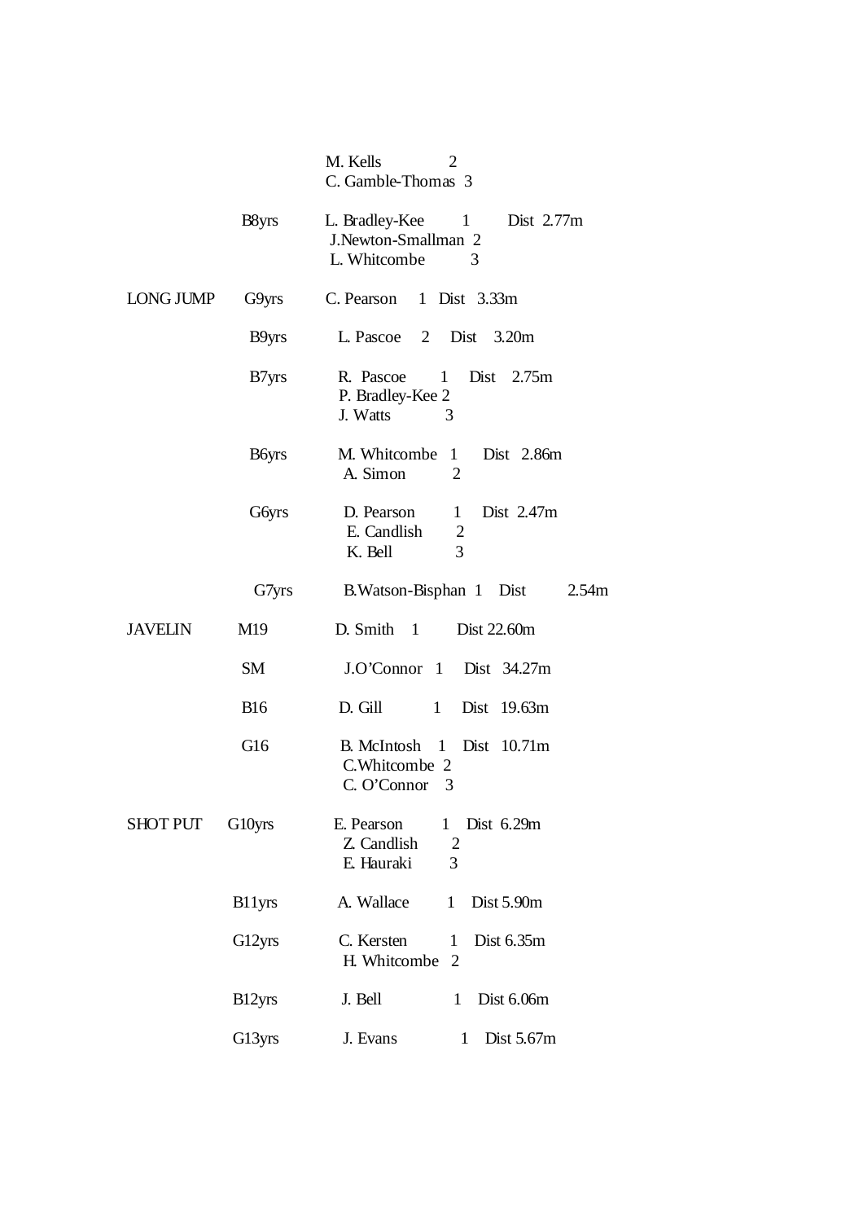| Event | Category | Name | Place | Distance |
|---|---|---|---|---|
| | | M. Kells | 2 | |
| | | C. Gamble-Thomas | 3 | |
| | B8yrs | L. Bradley-Kee | 1 | Dist 2.77m |
| | | J.Newton-Smallman | 2 | |
| | | L. Whitcombe | 3 | |
| LONG JUMP | G9yrs | C. Pearson | 1 | Dist 3.33m |
| | B9yrs | L. Pascoe | 2 | Dist 3.20m |
| | B7yrs | R. Pascoe | 1 | Dist 2.75m |
| | | P. Bradley-Kee | 2 | |
| | | J. Watts | 3 | |
| | B6yrs | M. Whitcombe | 1 | Dist 2.86m |
| | | A. Simon | 2 | |
| | G6yrs | D. Pearson | 1 | Dist 2.47m |
| | | E. Candlish | 2 | |
| | | K. Bell | 3 | |
| | G7yrs | B.Watson-Bisphan | 1 | Dist 2.54m |
| JAVELIN | M19 | D. Smith | 1 | Dist 22.60m |
| | SM | J.O'Connor | 1 | Dist 34.27m |
| | B16 | D. Gill | 1 | Dist 19.63m |
| | G16 | B. McIntosh | 1 | Dist 10.71m |
| | | C.Whitcombe | 2 | |
| | | C. O'Connor | 3 | |
| SHOT PUT | G10yrs | E. Pearson | 1 | Dist 6.29m |
| | | Z. Candlish | 2 | |
| | | E. Hauraki | 3 | |
| | B11yrs | A. Wallace | 1 | Dist 5.90m |
| | G12yrs | C. Kersten | 1 | Dist 6.35m |
| | | H. Whitcombe | 2 | |
| | B12yrs | J. Bell | 1 | Dist 6.06m |
| | G13yrs | J. Evans | 1 | Dist 5.67m |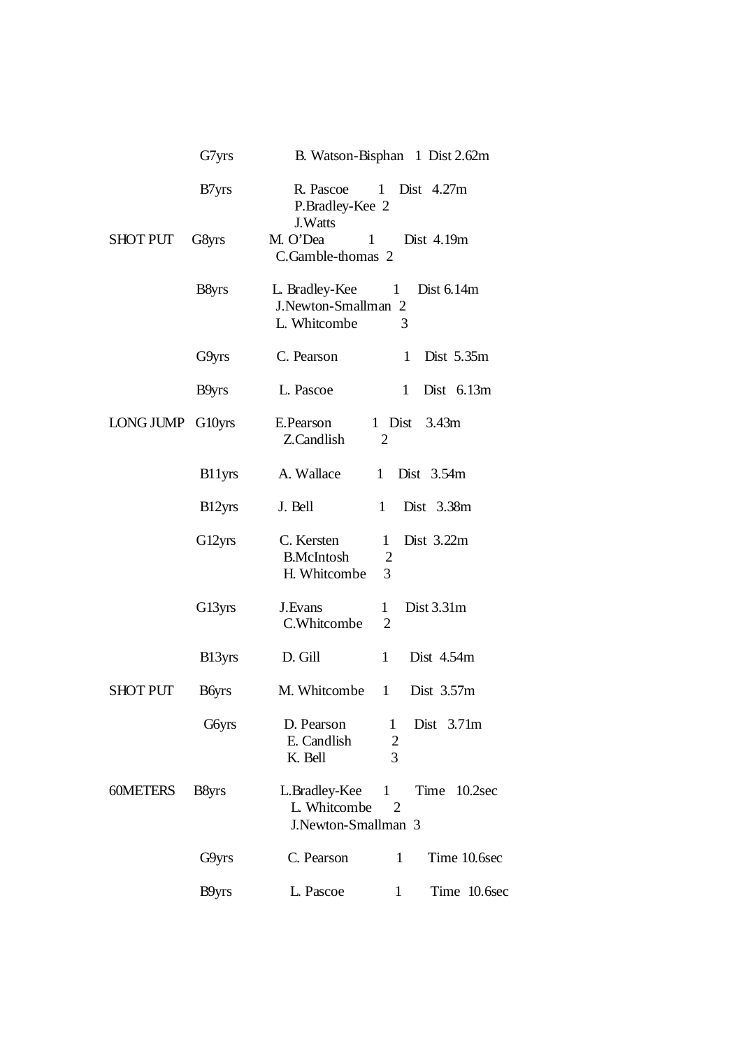| Event | Category | Name | Place | Result |
|---|---|---|---|---|
| | G7yrs | B. Watson-Bisphan | 1 | Dist 2.62m |
| | B7yrs | R. Pascoe | 1 | Dist 4.27m |
| | | P.Bradley-Kee | 2 | |
| | | J.Watts | | |
| SHOT PUT | G8yrs | M. O'Dea | 1 | Dist 4.19m |
| | | C.Gamble-thomas | 2 | |
| | B8yrs | L. Bradley-Kee | 1 | Dist 6.14m |
| | | J.Newton-Smallman | 2 | |
| | | L. Whitcombe | 3 | |
| | G9yrs | C. Pearson | 1 | Dist 5.35m |
| | B9yrs | L. Pascoe | 1 | Dist 6.13m |
| LONG JUMP | G10yrs | E.Pearson | 1 | Dist 3.43m |
| | | Z.Candlish | 2 | |
| | B11yrs | A. Wallace | 1 | Dist 3.54m |
| | B12yrs | J. Bell | 1 | Dist 3.38m |
| | G12yrs | C. Kersten | 1 | Dist 3.22m |
| | | B.McIntosh | 2 | |
| | | H. Whitcombe | 3 | |
| | G13yrs | J.Evans | 1 | Dist 3.31m |
| | | C.Whitcombe | 2 | |
| | B13yrs | D. Gill | 1 | Dist 4.54m |
| SHOT PUT | B6yrs | M. Whitcombe | 1 | Dist 3.57m |
| | G6yrs | D. Pearson | 1 | Dist 3.71m |
| | | E. Candlish | 2 | |
| | | K. Bell | 3 | |
| 60METERS | B8yrs | L.Bradley-Kee | 1 | Time 10.2sec |
| | | L. Whitcombe | 2 | |
| | | J.Newton-Smallman | 3 | |
| | G9yrs | C. Pearson | 1 | Time 10.6sec |
| | B9yrs | L. Pascoe | 1 | Time 10.6sec |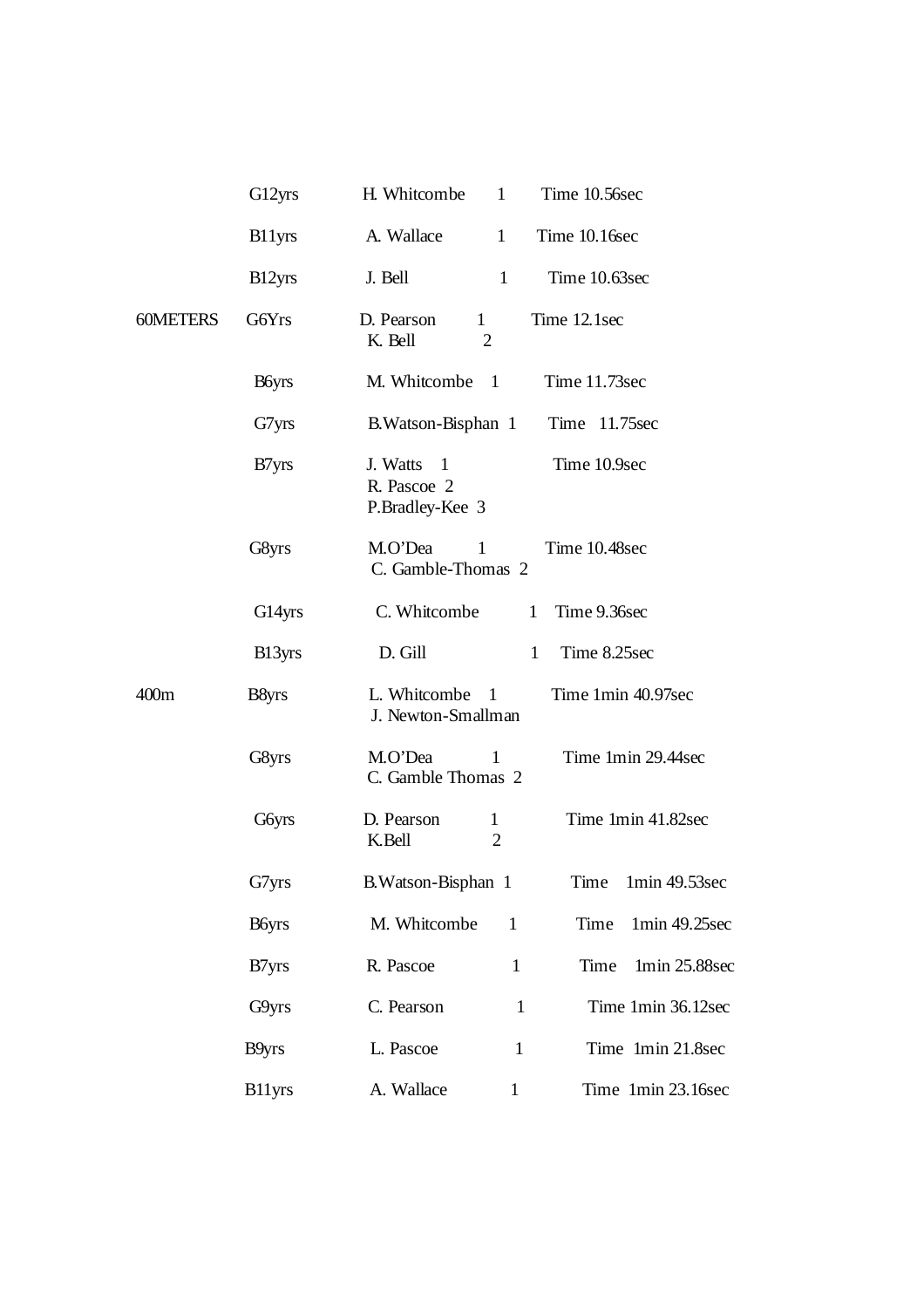| Event | Category | Name | Place | Time |
|---|---|---|---|---|
| | G12yrs | H. Whitcombe | 1 | Time 10.56sec |
| | B11yrs | A. Wallace | 1 | Time 10.16sec |
| | B12yrs | J. Bell | 1 | Time 10.63sec |
| 60METERS | G6Yrs | D. Pearson | 1 | Time 12.1sec |
| | | K. Bell | 2 | |
| | B6yrs | M. Whitcombe | 1 | Time 11.73sec |
| | G7yrs | B.Watson-Bisphan | 1 | Time 11.75sec |
| | B7yrs | J. Watts | 1 | Time 10.9sec |
| | | R. Pascoe | 2 | |
| | | P.Bradley-Kee | 3 | |
| | G8yrs | M.O'Dea | 1 | Time 10.48sec |
| | | C. Gamble-Thomas | 2 | |
| | G14yrs | C. Whitcombe | 1 | Time 9.36sec |
| | B13yrs | D. Gill | 1 | Time 8.25sec |
| 400m | B8yrs | L. Whitcombe | 1 | Time 1min 40.97sec |
| | | J. Newton-Smallman | | |
| | G8yrs | M.O'Dea | 1 | Time 1min 29.44sec |
| | | C. Gamble Thomas | 2 | |
| | G6yrs | D. Pearson | 1 | Time 1min 41.82sec |
| | | K.Bell | 2 | |
| | G7yrs | B.Watson-Bisphan | 1 | Time 1min 49.53sec |
| | B6yrs | M. Whitcombe | 1 | Time 1min 49.25sec |
| | B7yrs | R. Pascoe | 1 | Time 1min 25.88sec |
| | G9yrs | C. Pearson | 1 | Time 1min 36.12sec |
| | B9yrs | L. Pascoe | 1 | Time 1min 21.8sec |
| | B11yrs | A. Wallace | 1 | Time 1min 23.16sec |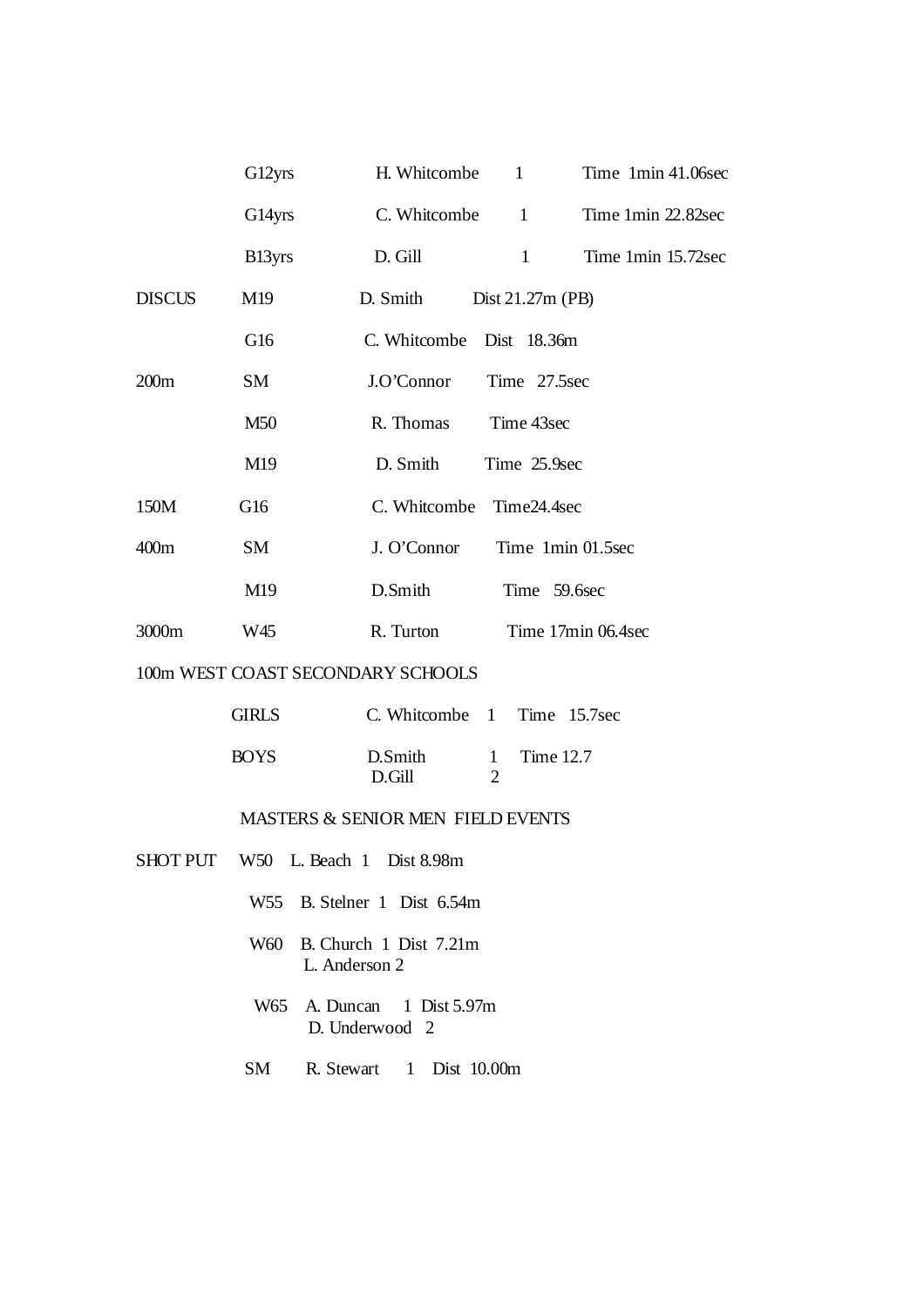| | | | | |
|---|---|---|---|---|
| | G12yrs | H. Whitcombe | 1 | Time 1min 41.06sec |
| | G14yrs | C. Whitcombe | 1 | Time 1min 22.82sec |
| | B13yrs | D. Gill | 1 | Time 1min 15.72sec |
| DISCUS | M19 | D. Smith | | Dist 21.27m (PB) |
| | G16 | C. Whitcombe | | Dist 18.36m |
| 200m | SM | J.O'Connor | | Time 27.5sec |
| | M50 | R. Thomas | | Time 43sec |
| | M19 | D. Smith | | Time 25.9sec |
| 150M | G16 | C. Whitcombe | | Time24.4sec |
| 400m | SM | J. O'Connor | | Time 1min 01.5sec |
| | M19 | D.Smith | | Time 59.6sec |
| 3000m | W45 | R. Turton | | Time 17min 06.4sec |

100m WEST COAST SECONDARY SCHOOLS

| | | | |
|---|---|---|---|
| GIRLS | C. Whitcombe | 1 | Time 15.7sec |
| BOYS | D.Smith | 1 | Time 12.7 |
| | D.Gill | 2 | |

MASTERS & SENIOR MEN FIELD EVENTS

| | | | | |
|---|---|---|---|---|
| SHOT PUT | W50 | L. Beach | 1 | Dist 8.98m |
| | W55 | B. Stelner | 1 | Dist 6.54m |
| | W60 | B. Church | 1 | Dist 7.21m |
| | | L. Anderson | 2 | |
| | W65 | A. Duncan | 1 | Dist 5.97m |
| | | D. Underwood | 2 | |
| | SM | R. Stewart | 1 | Dist 10.00m |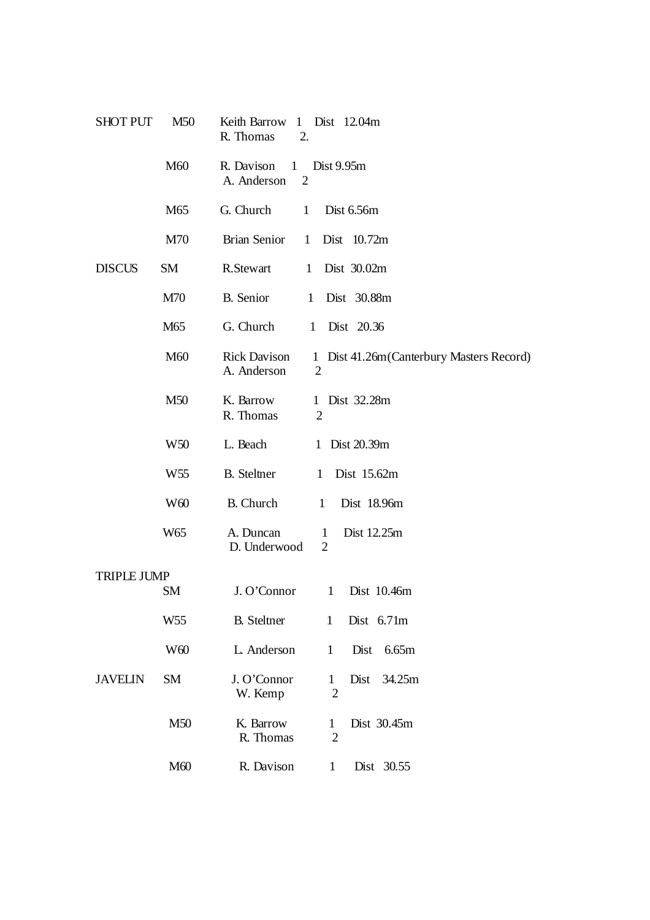| Event | Grade | Name | Place | Distance |
|---|---|---|---|---|
| SHOT PUT | M50 | Keith Barrow | 1 | Dist 12.04m |
| | | R. Thomas | 2. | |
| | M60 | R. Davison | 1 | Dist 9.95m |
| | | A. Anderson | 2 | |
| | M65 | G. Church | 1 | Dist 6.56m |
| | M70 | Brian Senior | 1 | Dist 10.72m |
| DISCUS | SM | R.Stewart | 1 | Dist 30.02m |
| | M70 | B. Senior | 1 | Dist 30.88m |
| | M65 | G. Church | 1 | Dist 20.36 |
| | M60 | Rick Davison | 1 | Dist 41.26m (Canterbury Masters Record) |
| | | A. Anderson | 2 | |
| | M50 | K. Barrow | 1 | Dist 32.28m |
| | | R. Thomas | 2 | |
| | W50 | L. Beach | 1 | Dist 20.39m |
| | W55 | B. Steltner | 1 | Dist 15.62m |
| | W60 | B. Church | 1 | Dist 18.96m |
| | W65 | A. Duncan | 1 | Dist 12.25m |
| | | D. Underwood | 2 | |
| TRIPLE JUMP | SM | J. O'Connor | 1 | Dist 10.46m |
| | W55 | B. Steltner | 1 | Dist 6.71m |
| | W60 | L. Anderson | 1 | Dist 6.65m |
| JAVELIN | SM | J. O'Connor | 1 | Dist 34.25m |
| | | W. Kemp | 2 | |
| | M50 | K. Barrow | 1 | Dist 30.45m |
| | | R. Thomas | 2 | |
| | M60 | R. Davison | 1 | Dist 30.55 |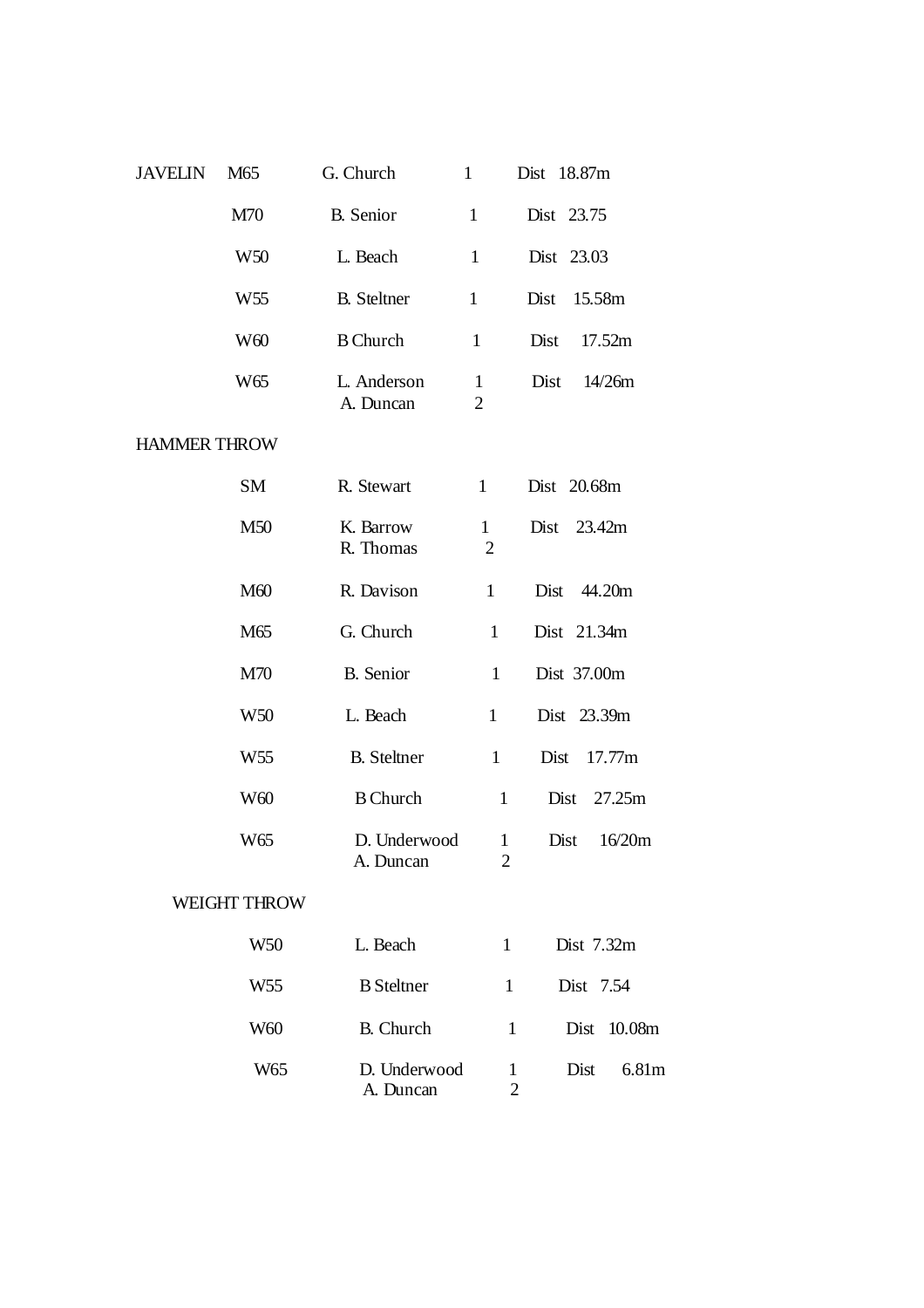| Event | Category | Name | Place | Distance |
|---|---|---|---|---|
| JAVELIN | M65 | G. Church | 1 | Dist 18.87m |
| | M70 | B. Senior | 1 | Dist 23.75 |
| | W50 | L. Beach | 1 | Dist 23.03 |
| | W55 | B. Steltner | 1 | Dist 15.58m |
| | W60 | B Church | 1 | Dist 17.52m |
| | W65 | L. Anderson | 1 | Dist 14/26m |
| | | A. Duncan | 2 | |
| HAMMER THROW | | | | |
| | SM | R. Stewart | 1 | Dist 20.68m |
| | M50 | K. Barrow | 1 | Dist 23.42m |
| | | R. Thomas | 2 | |
| | M60 | R. Davison | 1 | Dist 44.20m |
| | M65 | G. Church | 1 | Dist 21.34m |
| | M70 | B. Senior | 1 | Dist 37.00m |
| | W50 | L. Beach | 1 | Dist 23.39m |
| | W55 | B. Steltner | 1 | Dist 17.77m |
| | W60 | B Church | 1 | Dist 27.25m |
| | W65 | D. Underwood | 1 | Dist 16/20m |
| | | A. Duncan | 2 | |
| WEIGHT THROW | | | | |
| | W50 | L. Beach | 1 | Dist 7.32m |
| | W55 | B Steltner | 1 | Dist 7.54 |
| | W60 | B. Church | 1 | Dist 10.08m |
| | W65 | D. Underwood | 1 | Dist 6.81m |
| | | A. Duncan | 2 | |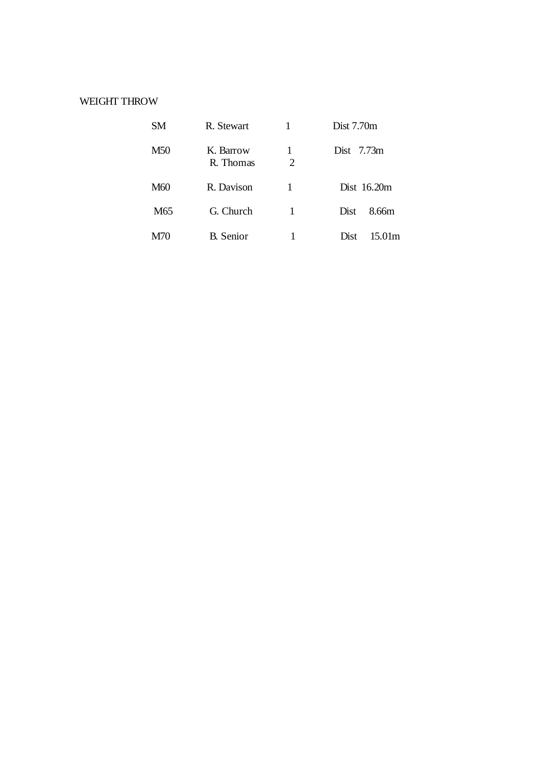WEIGHT THROW

| | | | |
|---|---|---|---|
| SM | R. Stewart | 1 | Dist 7.70m |
| M50 | K. Barrow | 1 | Dist 7.73m |
| | R. Thomas | 2 | |
| M60 | R. Davison | 1 | Dist 16.20m |
| M65 | G. Church | 1 | Dist 8.66m |
| M70 | B. Senior | 1 | Dist 15.01m |